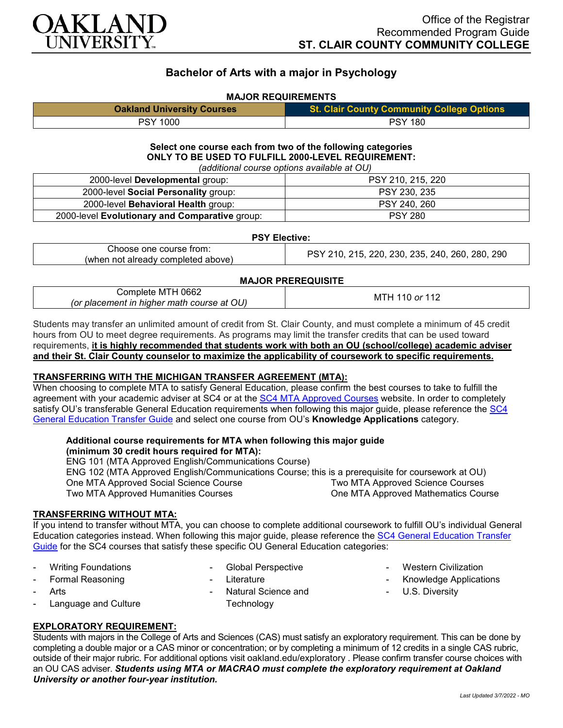Office of the Registrar
Recommended Program Guide
**ST. CLAIR COUNTY COMMUNITY COLLEGE**

# Bachelor of Arts with a major in Psychology

**MAJOR REQUIREMENTS**

| Oakland University Courses | St. Clair County Community College Options |
|---|---|
| PSY 1000 | PSY 180 |

**Select one course each from two of the following categories**
**ONLY TO BE USED TO FULFILL 2000-LEVEL REQUIREMENT:**
*(additional course options available at OU)*

| | |
|---|---|
| 2000-level **Developmental** group: | PSY 210, 215, 220 |
| 2000-level **Social Personality** group: | PSY 230, 235 |
| 2000-level **Behavioral Health** group: | PSY 240, 260 |
| 2000-level **Evolutionary and Comparative** group: | PSY 280 |

**PSY Elective:**

| | |
|---|---|
| Choose one course from: (when not already completed above) | PSY 210, 215, 220, 230, 235, 240, 260, 280, 290 |

**MAJOR PREREQUISITE**

| | |
|---|---|
| Complete MTH 0662 *(or placement in higher math course at OU)* | MTH 110 *or* 112 |

Students may transfer an unlimited amount of credit from St. Clair County, and must complete a minimum of 45 credit hours from OU to meet degree requirements. As programs may limit the transfer credits that can be used toward requirements, **it is highly recommended that students work with both an OU (school/college) academic adviser and their St. Clair County counselor to maximize the applicability of coursework to specific requirements.**

## TRANSFERRING WITH THE MICHIGAN TRANSFER AGREEMENT (MTA):

When choosing to complete MTA to satisfy General Education, please confirm the best courses to take to fulfill the agreement with your academic adviser at SC4 or at the SC4 MTA Approved Courses website. In order to completely satisfy OU's transferable General Education requirements when following this major guide, please reference the SC4 General Education Transfer Guide and select one course from OU's **Knowledge Applications** category.

**Additional course requirements for MTA when following this major guide (minimum 30 credit hours required for MTA):**

ENG 101 (MTA Approved English/Communications Course)
ENG 102 (MTA Approved English/Communications Course; this is a prerequisite for coursework at OU)
One MTA Approved Social Science Course
Two MTA Approved Humanities Courses
Two MTA Approved Science Courses
One MTA Approved Mathematics Course

## TRANSFERRING WITHOUT MTA:

If you intend to transfer without MTA, you can choose to complete additional coursework to fulfill OU's individual General Education categories instead. When following this major guide, please reference the SC4 General Education Transfer Guide for the SC4 courses that satisfy these specific OU General Education categories:

- Writing Foundations
- Formal Reasoning
- Arts
- Language and Culture
- Global Perspective
- Literature
- Natural Science and Technology
- Western Civilization
- Knowledge Applications
- U.S. Diversity

## EXPLORATORY REQUIREMENT:

Students with majors in the College of Arts and Sciences (CAS) must satisfy an exploratory requirement. This can be done by completing a double major or a CAS minor or concentration; or by completing a minimum of 12 credits in a single CAS rubric, outside of their major rubric. For additional options visit oakland.edu/exploratory . Please confirm transfer course choices with an OU CAS adviser. ***Students using MTA or MACRAO must complete the exploratory requirement at Oakland University or another four-year institution.***

*Last Updated 3/7/2022 - MO*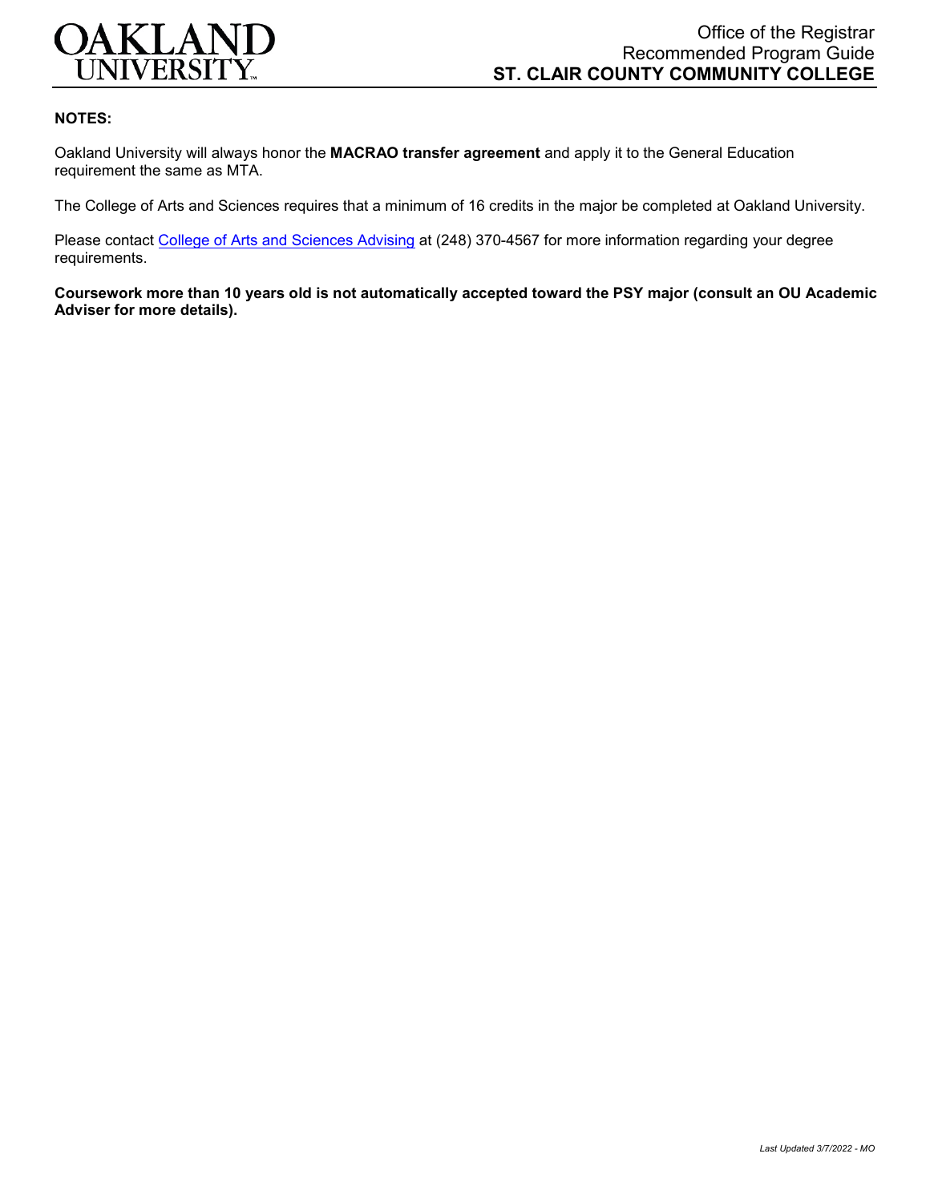**NOTES:**

Oakland University will always honor the **MACRAO transfer agreement** and apply it to the General Education requirement the same as MTA.

The College of Arts and Sciences requires that a minimum of 16 credits in the major be completed at Oakland University.

Please contact College of Arts and Sciences Advising at (248) 370-4567 for more information regarding your degree requirements.

**Coursework more than 10 years old is not automatically accepted toward the PSY major (consult an OU Academic Adviser for more details).**

*Last Updated 3/7/2022 - MO*